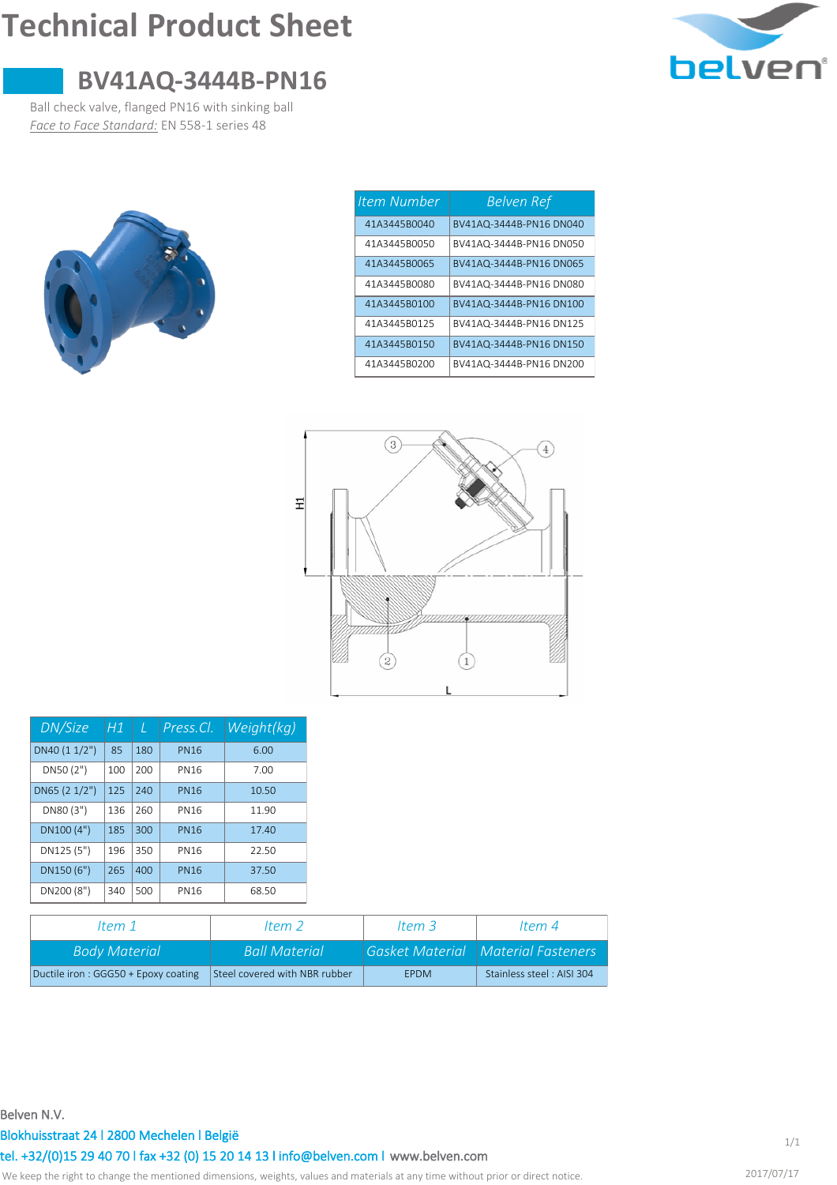# Technical Product Sheet

## BV41AQ-3444B-PN16

Ball check valve, flanged PN16 with sinking ball

*Face to Face Standard:* EN 558-1 series 48

| Item Number | Belven Ref |
|---|---|
| 41A3445B0040 | BV41AQ-3444B-PN16 DN040 |
| 41A3445B0050 | BV41AQ-3444B-PN16 DN050 |
| 41A3445B0065 | BV41AQ-3444B-PN16 DN065 |
| 41A3445B0080 | BV41AQ-3444B-PN16 DN080 |
| 41A3445B0100 | BV41AQ-3444B-PN16 DN100 |
| 41A3445B0125 | BV41AQ-3444B-PN16 DN125 |
| 41A3445B0150 | BV41AQ-3444B-PN16 DN150 |
| 41A3445B0200 | BV41AQ-3444B-PN16 DN200 |

| DN/Size | H1 | L | Press.Cl. | Weight(kg) |
|---|---|---|---|---|
| DN40 (1 1/2") | 85 | 180 | PN16 | 6.00 |
| DN50 (2") | 100 | 200 | PN16 | 7.00 |
| DN65 (2 1/2") | 125 | 240 | PN16 | 10.50 |
| DN80 (3") | 136 | 260 | PN16 | 11.90 |
| DN100 (4") | 185 | 300 | PN16 | 17.40 |
| DN125 (5") | 196 | 350 | PN16 | 22.50 |
| DN150 (6") | 265 | 400 | PN16 | 37.50 |
| DN200 (8") | 340 | 500 | PN16 | 68.50 |

| Item 1 | Item 2 | Item 3 | Item 4 |
|---|---|---|---|
| Body Material | Ball Material | Gasket Material | Material Fasteners |
| Ductile iron : GGG50 + Epoxy coating | Steel covered with NBR rubber | EPDM | Stainless steel : AISI 304 |

Belven N.V.

Blokhuisstraat 24 l 2800 Mechelen l België

tel. +32/(0)15 29 40 70 l fax +32 (0) 15 20 14 13 l info@belven.com l www.belven.com

We keep the right to change the mentioned dimensions, weights, values and materials at any time without prior or direct notice.

2017/07/17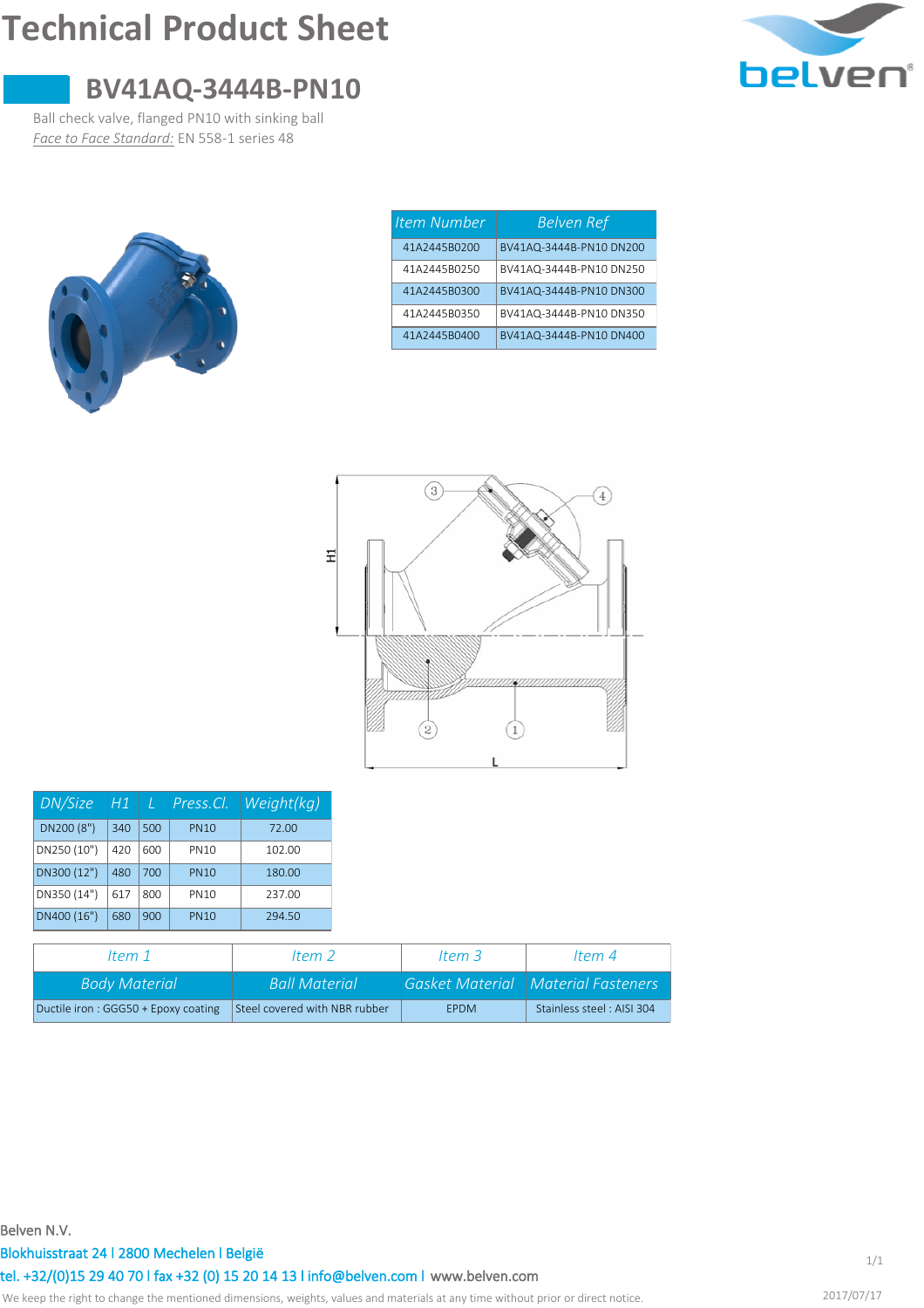# Technical Product Sheet

## BV41AQ-3444B-PN10

Ball check valve, flanged PN10 with sinking ball

*Face to Face Standard:* EN 558-1 series 48

| Item Number | Belven Ref |
|---|---|
| 41A2445B0200 | BV41AQ-3444B-PN10 DN200 |
| 41A2445B0250 | BV41AQ-3444B-PN10 DN250 |
| 41A2445B0300 | BV41AQ-3444B-PN10 DN300 |
| 41A2445B0350 | BV41AQ-3444B-PN10 DN350 |
| 41A2445B0400 | BV41AQ-3444B-PN10 DN400 |

| DN/Size | H1 | L | Press.Cl. | Weight(kg) |
|---|---|---|---|---|
| DN200 (8") | 340 | 500 | PN10 | 72.00 |
| DN250 (10") | 420 | 600 | PN10 | 102.00 |
| DN300 (12") | 480 | 700 | PN10 | 180.00 |
| DN350 (14") | 617 | 800 | PN10 | 237.00 |
| DN400 (16") | 680 | 900 | PN10 | 294.50 |

| Item 1 | Item 2 | Item 3 | Item 4 |
|---|---|---|---|
| Body Material | Ball Material | Gasket Material | Material Fasteners |
| Ductile iron : GGG50 + Epoxy coating | Steel covered with NBR rubber | EPDM | Stainless steel : AISI 304 |

Belven N.V.

Blokhuisstraat 24 l 2800 Mechelen l België

tel. +32/(0)15 29 40 70 l fax +32 (0) 15 20 14 13 l info@belven.com l www.belven.com

We keep the right to change the mentioned dimensions, weights, values and materials at any time without prior or direct notice.

2017/07/17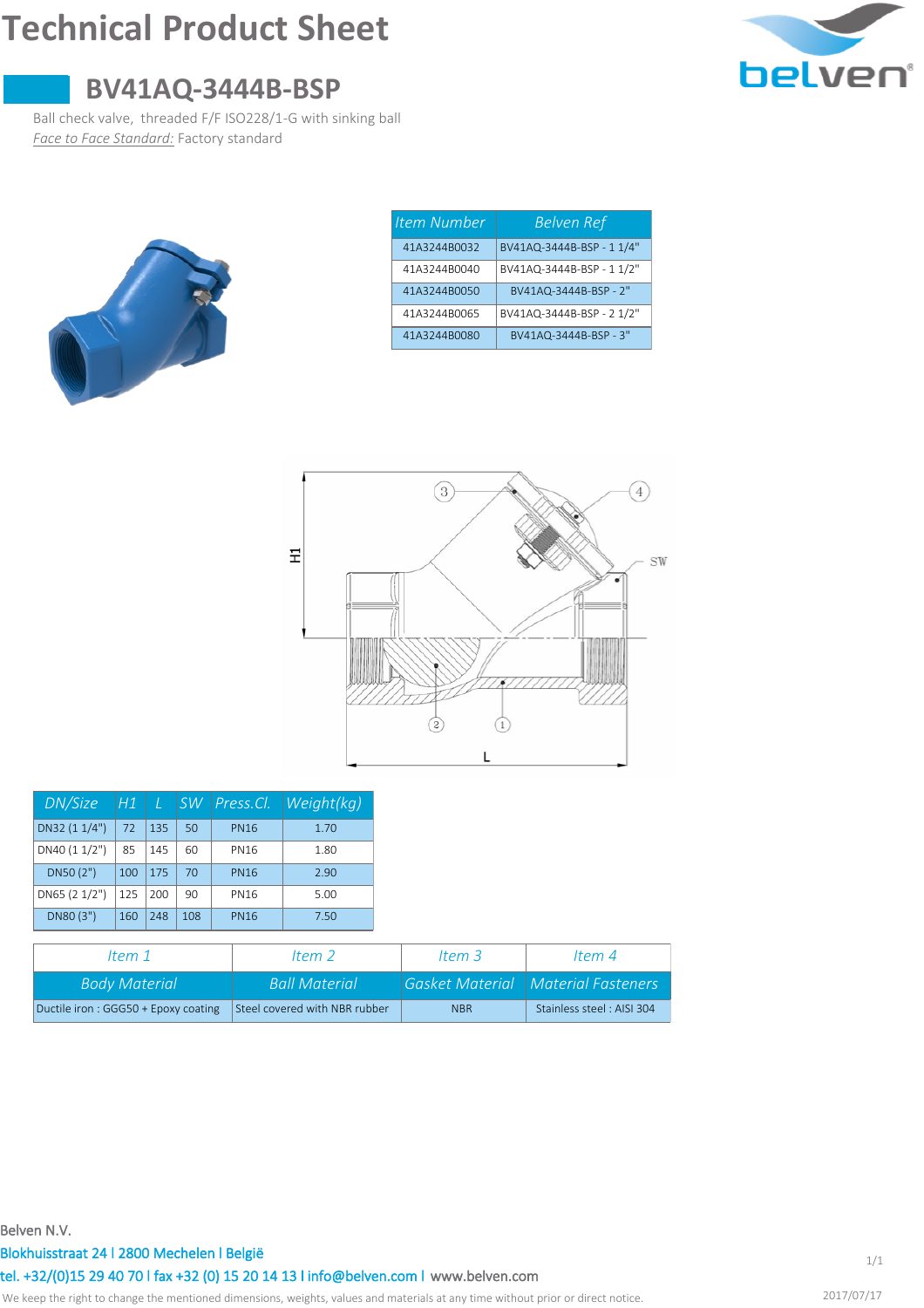# Technical Product Sheet

## BV41AQ-3444B-BSP

Ball check valve, threaded F/F ISO228/1-G with sinking ball

_Face to Face Standard:_ Factory standard

| Item Number | Belven Ref |
|---|---|
| 41A3244B0032 | BV41AQ-3444B-BSP - 1 1/4" |
| 41A3244B0040 | BV41AQ-3444B-BSP - 1 1/2" |
| 41A3244B0050 | BV41AQ-3444B-BSP - 2" |
| 41A3244B0065 | BV41AQ-3444B-BSP - 2 1/2" |
| 41A3244B0080 | BV41AQ-3444B-BSP - 3" |

H1

3

4

SW

2

1

L

| DN/Size | H1 | L | SW | Press.Cl. | Weight(kg) |
|---|---|---|---|---|---|
| DN32 (1 1/4") | 72 | 135 | 50 | PN16 | 1.70 |
| DN40 (1 1/2") | 85 | 145 | 60 | PN16 | 1.80 |
| DN50 (2") | 100 | 175 | 70 | PN16 | 2.90 |
| DN65 (2 1/2") | 125 | 200 | 90 | PN16 | 5.00 |
| DN80 (3") | 160 | 248 | 108 | PN16 | 7.50 |

| Item 1 | Item 2 | Item 3 | Item 4 |
|---|---|---|---|
| Body Material | Ball Material | Gasket Material | Material Fasteners |
| Ductile iron : GGG50 + Epoxy coating | Steel covered with NBR rubber | NBR | Stainless steel : AISI 304 |

Belven N.V.

Blokhuisstraat 24 l 2800 Mechelen l België

tel. +32/(0)15 29 40 70 l fax +32 (0) 15 20 14 13 l info@belven.com l www.belven.com

We keep the right to change the mentioned dimensions, weights, values and materials at any time without prior or direct notice.

2017/07/17